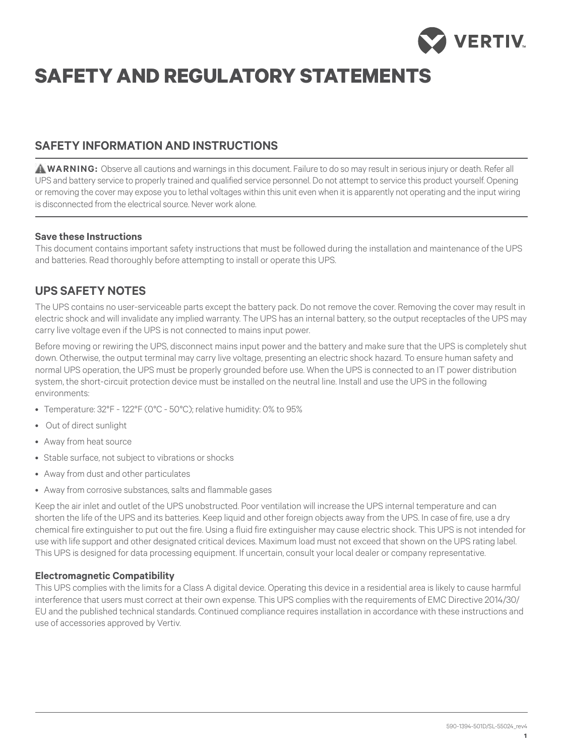# SAFETY AND REGULATORY STATEMENTS

## SAFETY INFORMATION AND INSTRUCTIONS

**WARNING:** Observe all cautions and warnings in this document. Failure to do so may result in serious injury or death. Refer all UPS and battery service to properly trained and qualified service personnel. Do not attempt to service this product yourself. Opening or removing the cover may expose you to lethal voltages within this unit even when it is apparently not operating and the input wiring is disconnected from the electrical source. Never work alone.

### Save these Instructions

This document contains important safety instructions that must be followed during the installation and maintenance of the UPS and batteries. Read thoroughly before attempting to install or operate this UPS.

## UPS SAFETY NOTES

The UPS contains no user-serviceable parts except the battery pack. Do not remove the cover. Removing the cover may result in electric shock and will invalidate any implied warranty. The UPS has an internal battery, so the output receptacles of the UPS may carry live voltage even if the UPS is not connected to mains input power.

Before moving or rewiring the UPS, disconnect mains input power and the battery and make sure that the UPS is completely shut down. Otherwise, the output terminal may carry live voltage, presenting an electric shock hazard. To ensure human safety and normal UPS operation, the UPS must be properly grounded before use. When the UPS is connected to an IT power distribution system, the short-circuit protection device must be installed on the neutral line. Install and use the UPS in the following environments:

- Temperature: 32°F - 122°F (0°C - 50°C); relative humidity: 0% to 95%
- Out of direct sunlight
- Away from heat source
- Stable surface, not subject to vibrations or shocks
- Away from dust and other particulates
- Away from corrosive substances, salts and flammable gases

Keep the air inlet and outlet of the UPS unobstructed. Poor ventilation will increase the UPS internal temperature and can shorten the life of the UPS and its batteries. Keep liquid and other foreign objects away from the UPS. In case of fire, use a dry chemical fire extinguisher to put out the fire. Using a fluid fire extinguisher may cause electric shock. This UPS is not intended for use with life support and other designated critical devices. Maximum load must not exceed that shown on the UPS rating label. This UPS is designed for data processing equipment. If uncertain, consult your local dealer or company representative.

### Electromagnetic Compatibility

This UPS complies with the limits for a Class A digital device. Operating this device in a residential area is likely to cause harmful interference that users must correct at their own expense. This UPS complies with the requirements of EMC Directive 2014/30/EU and the published technical standards. Continued compliance requires installation in accordance with these instructions and use of accessories approved by Vertiv.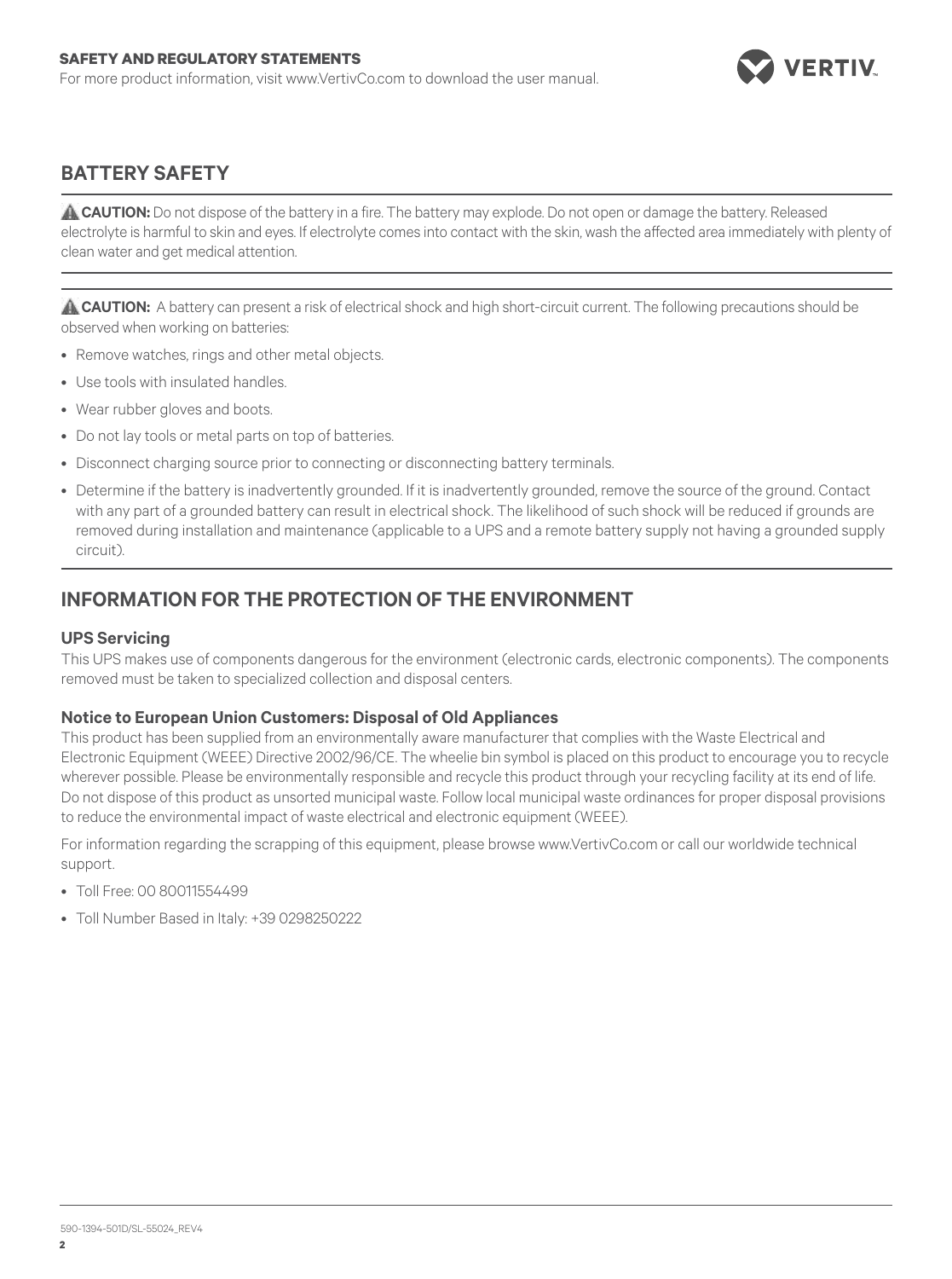## BATTERY SAFETY

⚠ **CAUTION:** Do not dispose of the battery in a fire. The battery may explode. Do not open or damage the battery. Released electrolyte is harmful to skin and eyes. If electrolyte comes into contact with the skin, wash the affected area immediately with plenty of clean water and get medical attention.

⚠ **CAUTION:** A battery can present a risk of electrical shock and high short-circuit current. The following precautions should be observed when working on batteries:

- Remove watches, rings and other metal objects.
- Use tools with insulated handles.
- Wear rubber gloves and boots.
- Do not lay tools or metal parts on top of batteries.
- Disconnect charging source prior to connecting or disconnecting battery terminals.
- Determine if the battery is inadvertently grounded. If it is inadvertently grounded, remove the source of the ground. Contact with any part of a grounded battery can result in electrical shock. The likelihood of such shock will be reduced if grounds are removed during installation and maintenance (applicable to a UPS and a remote battery supply not having a grounded supply circuit).

## INFORMATION FOR THE PROTECTION OF THE ENVIRONMENT

### UPS Servicing

This UPS makes use of components dangerous for the environment (electronic cards, electronic components). The components removed must be taken to specialized collection and disposal centers.

### Notice to European Union Customers: Disposal of Old Appliances

This product has been supplied from an environmentally aware manufacturer that complies with the Waste Electrical and Electronic Equipment (WEEE) Directive 2002/96/CE. The wheelie bin symbol is placed on this product to encourage you to recycle wherever possible. Please be environmentally responsible and recycle this product through your recycling facility at its end of life. Do not dispose of this product as unsorted municipal waste. Follow local municipal waste ordinances for proper disposal provisions to reduce the environmental impact of waste electrical and electronic equipment (WEEE).

For information regarding the scrapping of this equipment, please browse www.VertivCo.com or call our worldwide technical support.

- Toll Free: 00 80011554499
- Toll Number Based in Italy: +39 0298250222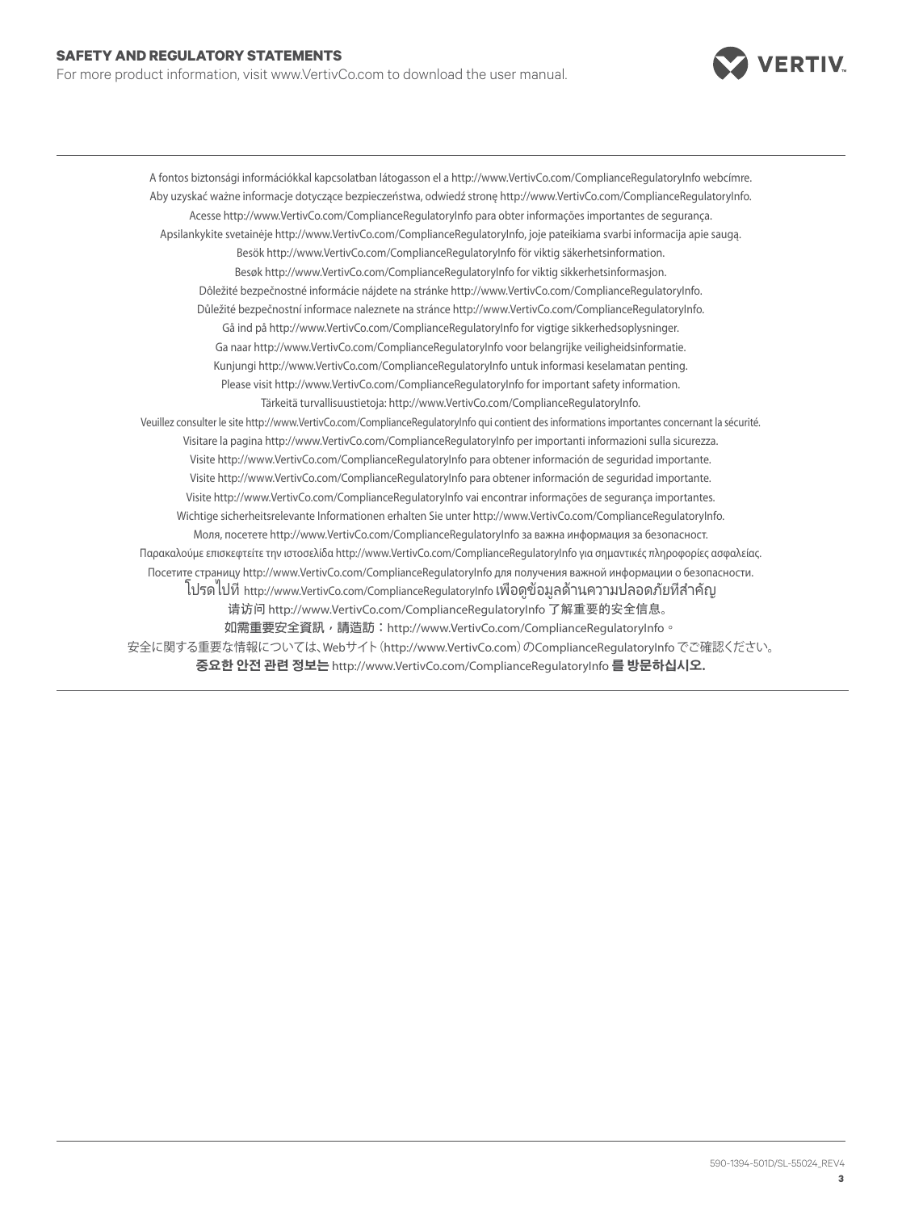## SAFETY AND REGULATORY STATEMENTS

For more product information, visit www.VertivCo.com to download the user manual.

A fontos biztonsági információkkal kapcsolatban látogasson el a http://www.VertivCo.com/ComplianceRegulatoryInfo webcímre.

Aby uzyskać ważne informacje dotyczące bezpieczeństwa, odwiedź stronę http://www.VertivCo.com/ComplianceRegulatoryInfo.

Acesse http://www.VertivCo.com/ComplianceRegulatoryInfo para obter informações importantes de segurança.

Apsilankykite svetainėje http://www.VertivCo.com/ComplianceRegulatoryInfo, joje pateikiama svarbi informacija apie saugą.

Besök http://www.VertivCo.com/ComplianceRegulatoryInfo för viktig säkerhetsinformation.

Besøk http://www.VertivCo.com/ComplianceRegulatoryInfo for viktig sikkerhetsinformasjon.

Dôležité bezpečnostné informácie nájdete na stránke http://www.VertivCo.com/ComplianceRegulatoryInfo.

Důležité bezpečnostní informace naleznete na stránce http://www.VertivCo.com/ComplianceRegulatoryInfo.

Gå ind på http://www.VertivCo.com/ComplianceRegulatoryInfo for vigtige sikkerhedsoplysninger.

Ga naar http://www.VertivCo.com/ComplianceRegulatoryInfo voor belangrijke veiligheidsinformatie.

Kunjungi http://www.VertivCo.com/ComplianceRegulatoryInfo untuk informasi keselamatan penting.

Please visit http://www.VertivCo.com/ComplianceRegulatoryInfo for important safety information.

Tärkeitä turvallisuustietoja: http://www.VertivCo.com/ComplianceRegulatoryInfo.

Veuillez consulter le site http://www.VertivCo.com/ComplianceRegulatoryInfo qui contient des informations importantes concernant la sécurité.

Visitare la pagina http://www.VertivCo.com/ComplianceRegulatoryInfo per importanti informazioni sulla sicurezza.

Visite http://www.VertivCo.com/ComplianceRegulatoryInfo para obtener información de seguridad importante.

Visite http://www.VertivCo.com/ComplianceRegulatoryInfo para obtener información de seguridad importante.

Visite http://www.VertivCo.com/ComplianceRegulatoryInfo vai encontrar informações de segurança importantes.

Wichtige sicherheitsrelevante Informationen erhalten Sie unter http://www.VertivCo.com/ComplianceRegulatoryInfo.

Моля, посетете http://www.VertivCo.com/ComplianceRegulatoryInfo за важна информация за безопасност.

Παρακαλούμε επισκεφτείτε την ιστοσελίδα http://www.VertivCo.com/ComplianceRegulatoryInfo για σημαντικές πληροφορίες ασφαλείας.

Посетите страницу http://www.VertivCo.com/ComplianceRegulatoryInfo для получения важной информации о безопасности.

โปรดไปที่ http://www.VertivCo.com/ComplianceRegulatoryInfo เพื่อดูข้อมูลด้านความปลอดภัยที่สำคัญ

请访问 http://www.VertivCo.com/ComplianceRegulatoryInfo 了解重要的安全信息。

如需重要安全資訊，請造訪：http://www.VertivCo.com/ComplianceRegulatoryInfo。

安全に関する重要な情報については、Webサイト（http://www.VertivCo.com）のComplianceRegulatoryInfo でご確認ください。

**중요한 안전 관련 정보는** http://www.VertivCo.com/ComplianceRegulatoryInfo **를 방문하십시오.**

590-1394-501D/SL-55024_REV4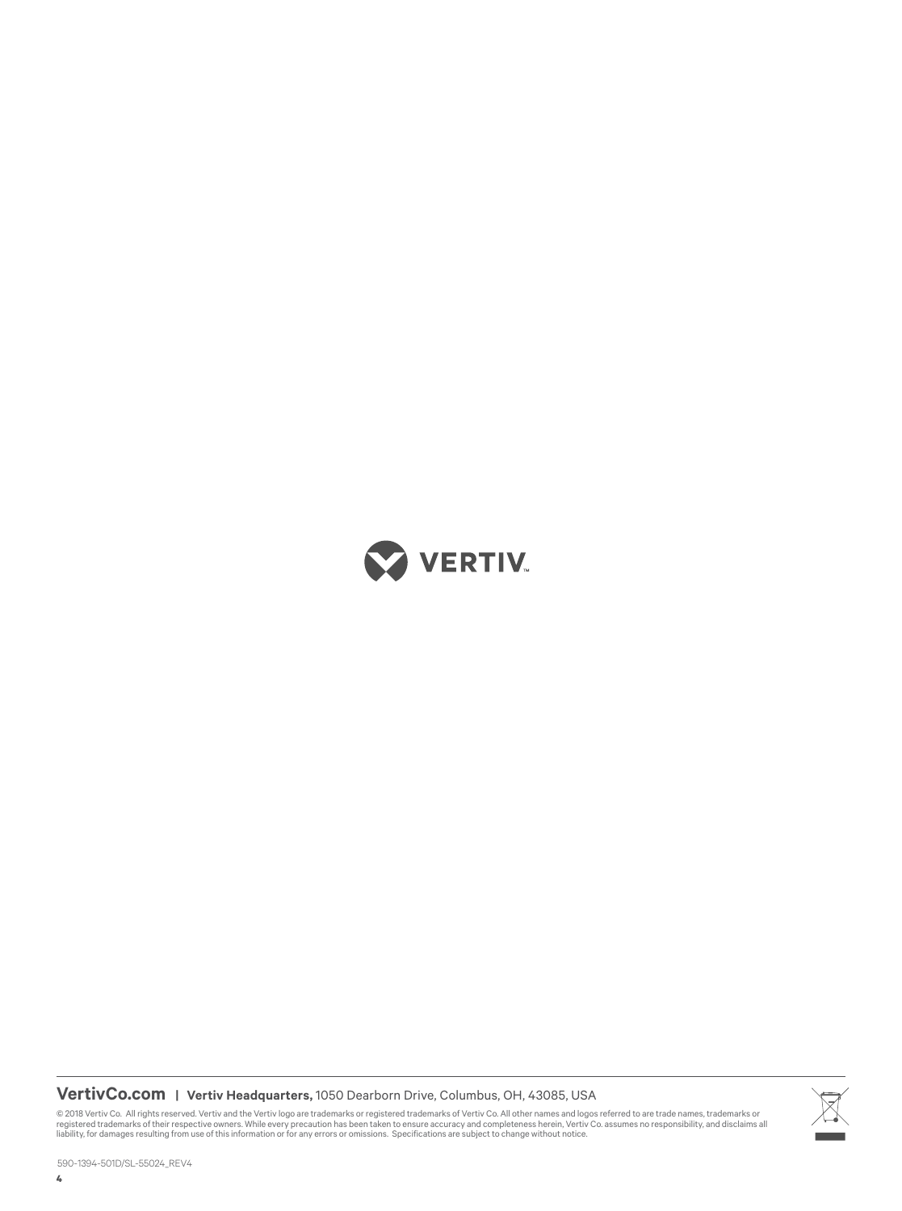VERTIV

**VertivCo.com** | **Vertiv Headquarters,** 1050 Dearborn Drive, Columbus, OH, 43085, USA

© 2018 Vertiv Co. All rights reserved. Vertiv and the Vertiv logo are trademarks or registered trademarks of Vertiv Co. All other names and logos referred to are trade names, trademarks or registered trademarks of their respective owners. While every precaution has been taken to ensure accuracy and completeness herein, Vertiv Co. assumes no responsibility, and disclaims all liability, for damages resulting from use of this information or for any errors or omissions. Specifications are subject to change without notice.

590-1394-501D/SL-55024_REV4